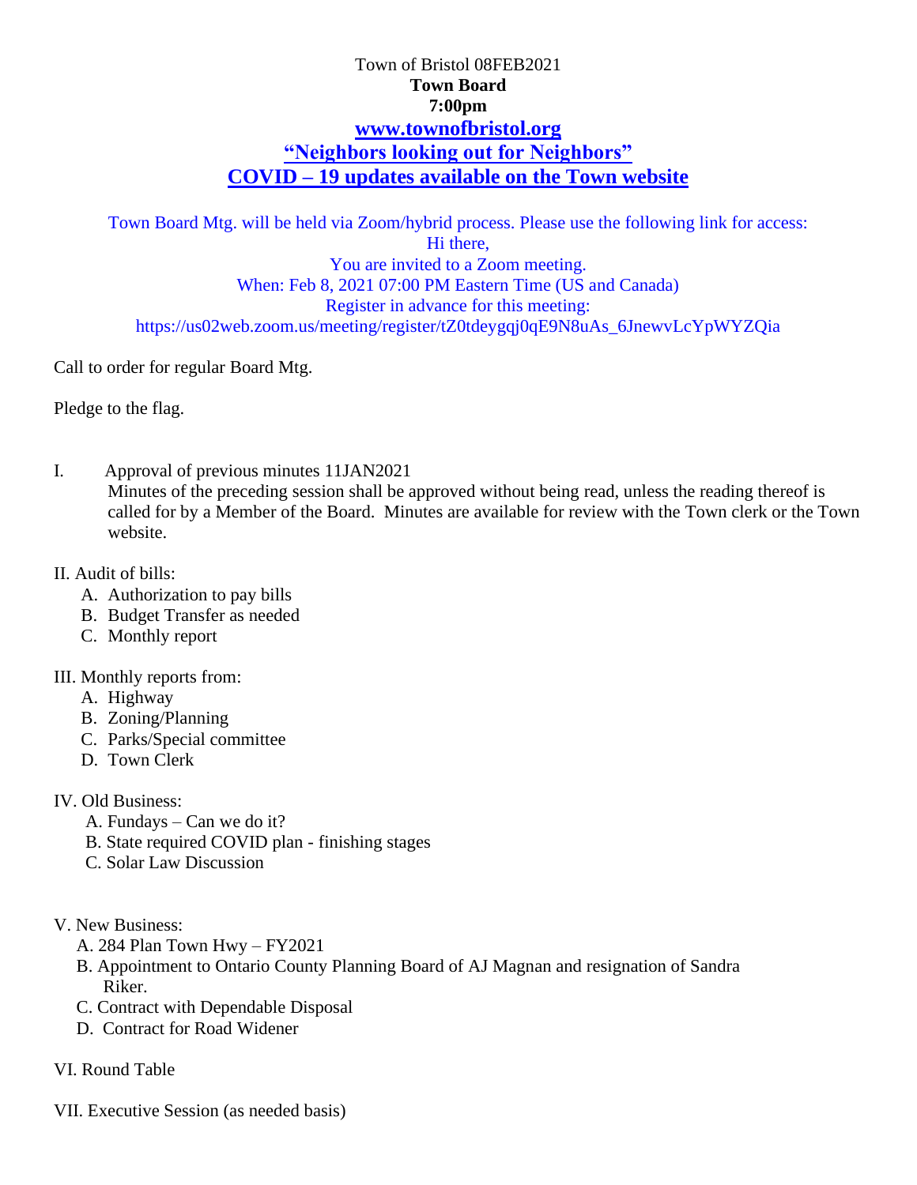Town of Bristol 08FEB2021

**Town Board**

**7:00pm**

**[www.townofbristol.org](http://www.townofbristol.org)**

**"Neighbors looking out for Neighbors"**

**COVID – 19 updates available on the Town website**

Town Board Mtg. will be held via Zoom/hybrid process. Please use the following link for access:

Hi there,

You are invited to a Zoom meeting.

When: Feb 8, 2021 07:00 PM Eastern Time (US and Canada)

Register in advance for this meeting:

https://us02web.zoom.us/meeting/register/tZ0tdeygqj0qE9N8uAs_6JnewvLcYpWYZQia

Call to order for regular Board Mtg.

Pledge to the flag.

I. Approval of previous minutes 11JAN2021

Minutes of the preceding session shall be approved without being read, unless the reading thereof is called for by a Member of the Board. Minutes are available for review with the Town clerk or the Town website.

II. Audit of bills:

A. Authorization to pay bills
B. Budget Transfer as needed
C. Monthly report

III. Monthly reports from:

A. Highway
B. Zoning/Planning
C. Parks/Special committee
D. Town Clerk

IV. Old Business:

A. Fundays – Can we do it?
B. State required COVID plan - finishing stages
C. Solar Law Discussion

V. New Business:

A. 284 Plan Town Hwy – FY2021
B. Appointment to Ontario County Planning Board of AJ Magnan and resignation of Sandra Riker.
C. Contract with Dependable Disposal
D. Contract for Road Widener

VI. Round Table

VII. Executive Session (as needed basis)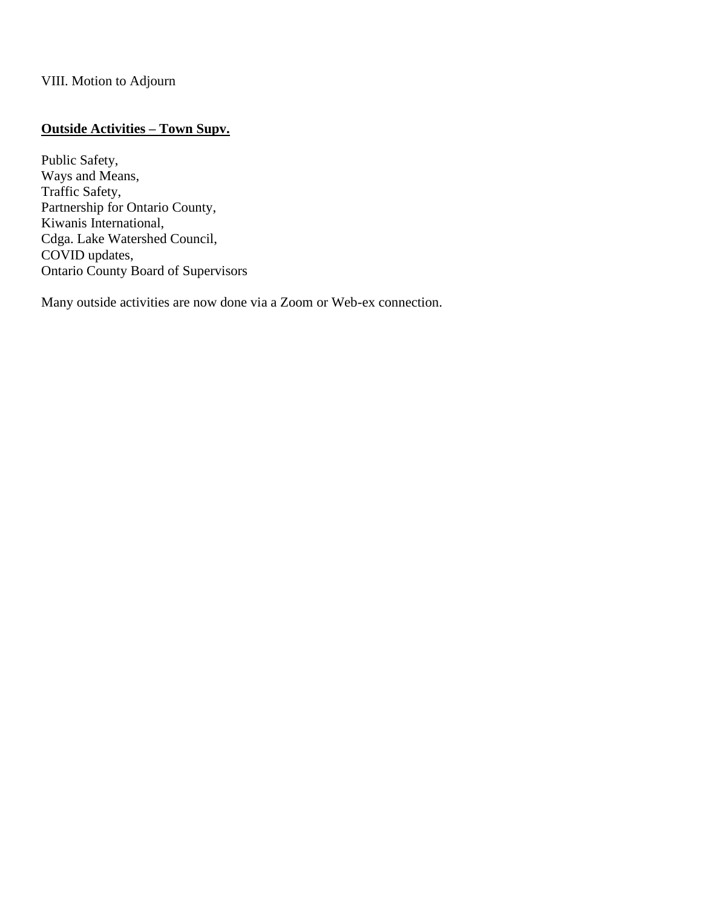VIII. Motion to Adjourn

**Outside Activities – Town Supv.**

Public Safety,
Ways and Means,
Traffic Safety,
Partnership for Ontario County,
Kiwanis International,
Cdga. Lake Watershed Council,
COVID updates,
Ontario County Board of Supervisors

Many outside activities are now done via a Zoom or Web-ex connection.